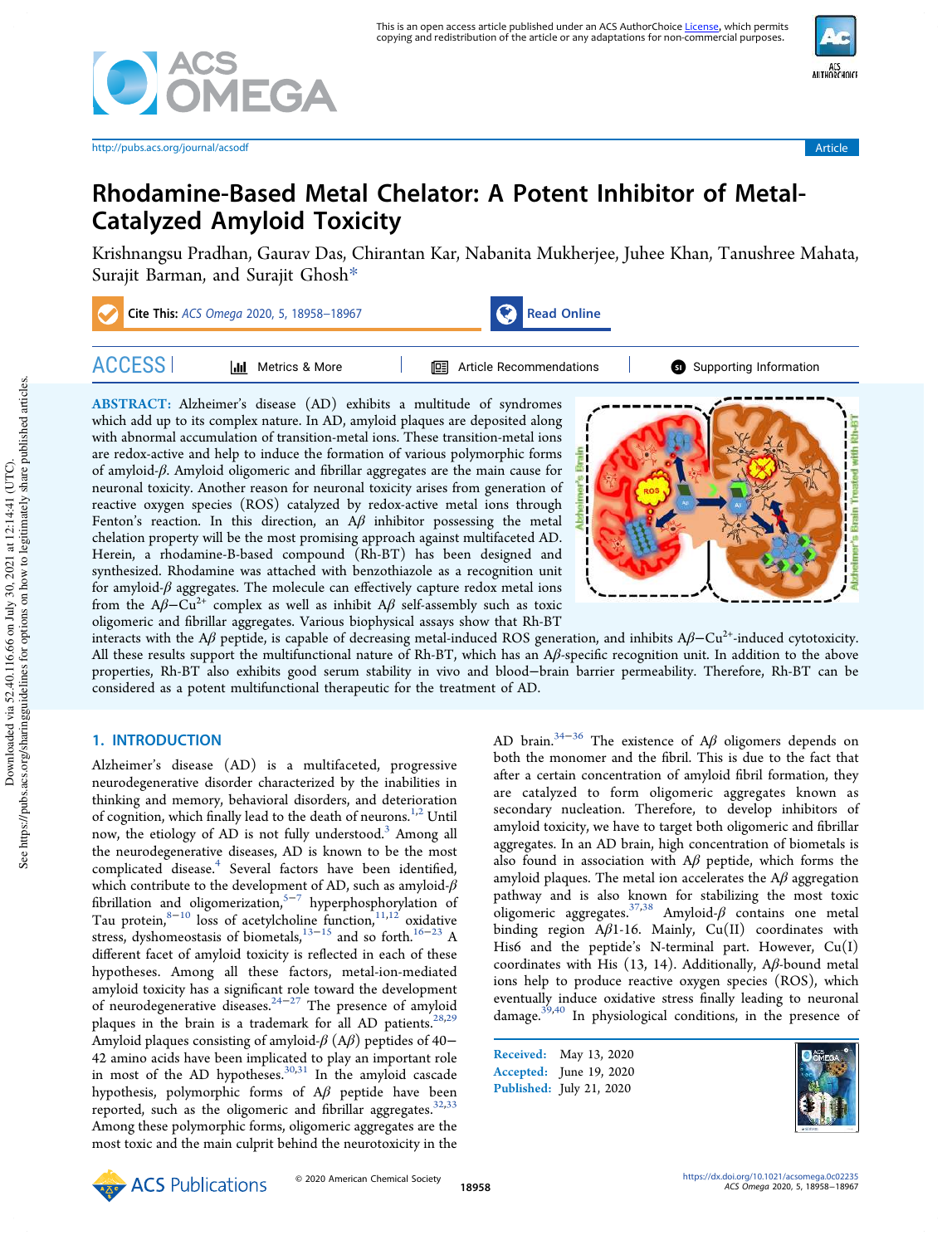# Rhodamine-Based Metal Chelator: A Potent Inhibitor of Metal-Catalyzed Amyloid Toxicity

Krishnangsu Pradhan, Gaurav Das, Chirantan Kar, Nabanita Mukherjee, Juhee Khan, Tanushree Mahata, Surajit Barman, and Surajit Ghosh*

**Cite This:** *ACS Omega* 2020, 5, 18958−18967

**ABSTRACT:** Alzheimer's disease (AD) exhibits a multitude of syndromes which add up to its complex nature. In AD, amyloid plaques are deposited along with abnormal accumulation of transition-metal ions. These transition-metal ions are redox-active and help to induce the formation of various polymorphic forms of amyloid-*β*. Amyloid oligomeric and fibrillar aggregates are the main cause for neuronal toxicity. Another reason for neuronal toxicity arises from generation of reactive oxygen species (ROS) catalyzed by redox-active metal ions through Fenton's reaction. In this direction, an A*β* inhibitor possessing the metal chelation property will be the most promising approach against multifaceted AD. Herein, a rhodamine-B-based compound (Rh-BT) has been designed and synthesized. Rhodamine was attached with benzothiazole as a recognition unit for amyloid-*β* aggregates. The molecule can effectively capture redox metal ions from the A*β*−$Cu^{2+}$ complex as well as inhibit A*β* self-assembly such as toxic oligomeric and fibrillar aggregates. Various biophysical assays show that Rh-BT interacts with the A*β* peptide, is capable of decreasing metal-induced ROS generation, and inhibits A*β*−$Cu^{2+}$-induced cytotoxicity. All these results support the multifunctional nature of Rh-BT, which has an A*β*-specific recognition unit. In addition to the above properties, Rh-BT also exhibits good serum stability in vivo and blood−brain barrier permeability. Therefore, Rh-BT can be considered as a potent multifunctional therapeutic for the treatment of AD.

## 1. INTRODUCTION

Alzheimer's disease (AD) is a multifaceted, progressive neurodegenerative disorder characterized by the inabilities in thinking and memory, behavioral disorders, and deterioration of cognition, which finally lead to the death of neurons.[1,2] Until now, the etiology of AD is not fully understood.[3] Among all the neurodegenerative diseases, AD is known to be the most complicated disease.[4] Several factors have been identified, which contribute to the development of AD, such as amyloid-*β* fibrillation and oligomerization,[5−7] hyperphosphorylation of Tau protein,[8−10] loss of acetylcholine function,[11,12] oxidative stress, dyshomeostasis of biometals,[13−15] and so forth.[16−23] A different facet of amyloid toxicity is reflected in each of these hypotheses. Among all these factors, metal-ion-mediated amyloid toxicity has a significant role toward the development of neurodegenerative diseases.[24−27] The presence of amyloid plaques in the brain is a trademark for all AD patients.[28,29] Amyloid plaques consisting of amyloid-*β* (A*β*) peptides of 40−42 amino acids have been implicated to play an important role in most of the AD hypotheses.[30,31] In the amyloid cascade hypothesis, polymorphic forms of A*β* peptide have been reported, such as the oligomeric and fibrillar aggregates.[32,33] Among these polymorphic forms, oligomeric aggregates are the most toxic and the main culprit behind the neurotoxicity in the AD brain.[34−36] The existence of A*β* oligomers depends on both the monomer and the fibril. This is due to the fact that after a certain concentration of amyloid fibril formation, they are catalyzed to form oligomeric aggregates known as secondary nucleation. Therefore, to develop inhibitors of amyloid toxicity, we have to target both oligomeric and fibrillar aggregates. In an AD brain, high concentration of biometals is also found in association with A*β* peptide, which forms the amyloid plaques. The metal ion accelerates the A*β* aggregation pathway and is also known for stabilizing the most toxic oligomeric aggregates.[37,38] Amyloid-*β* contains one metal binding region A*β*1-16. Mainly, Cu(II) coordinates with His6 and the peptide's N-terminal part. However, Cu(I) coordinates with His (13, 14). Additionally, A*β*-bound metal ions help to produce reactive oxygen species (ROS), which eventually induce oxidative stress finally leading to neuronal damage.[39,40] In physiological conditions, in the presence of

Received: May 13, 2020
Accepted: June 19, 2020
Published: July 21, 2020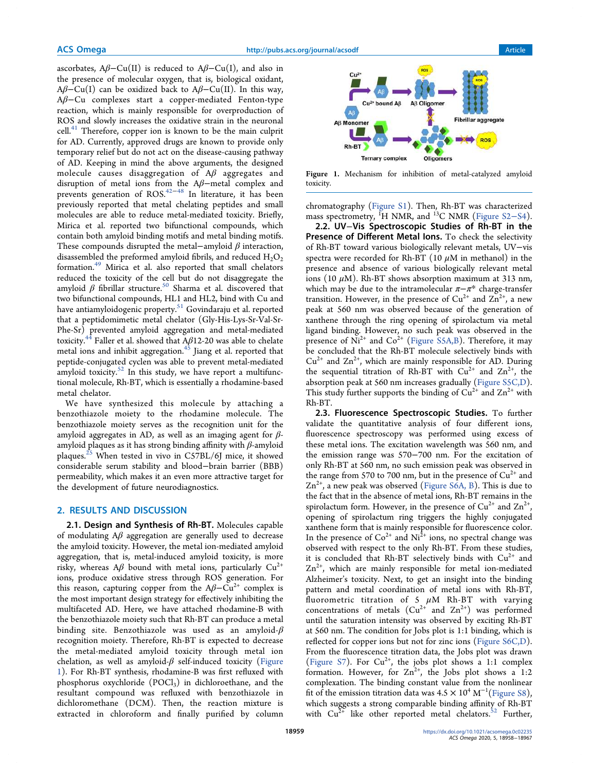ascorbates, Aβ−Cu(II) is reduced to Aβ−Cu(I), and also in the presence of molecular oxygen, that is, biological oxidant, Aβ−Cu(I) can be oxidized back to Aβ−Cu(II). In this way, Aβ−Cu complexes start a copper-mediated Fenton-type reaction, which is mainly responsible for overproduction of ROS and slowly increases the oxidative strain in the neuronal cell.[41] Therefore, copper ion is known to be the main culprit for AD. Currently, approved drugs are known to provide only temporary relief but do not act on the disease-causing pathway of AD. Keeping in mind the above arguments, the designed molecule causes disaggregation of Aβ aggregates and disruption of metal ions from the Aβ−metal complex and prevents generation of ROS.[42−48] In literature, it has been previously reported that metal chelating peptides and small molecules are able to reduce metal-mediated toxicity. Briefly, Mirica et al. reported two bifunctional compounds, which contain both amyloid binding motifs and metal binding motifs. These compounds disrupted the metal−amyloid β interaction, disassembled the preformed amyloid fibrils, and reduced $H_2O_2$ formation.[49] Mirica et al. also reported that small chelators reduced the toxicity of the cell but do not disaggregate the amyloid β fibrillar structure.[50] Sharma et al. discovered that two bifunctional compounds, HL1 and HL2, bind with Cu and have antiamyloidogenic property.[51] Govindaraju et al. reported that a peptidomimetic metal chelator (Gly-His-Lys-Sr-Val-Sr-Phe-Sr) prevented amyloid aggregation and metal-mediated toxicity.[44] Faller et al. showed that Aβ12-20 was able to chelate metal ions and inhibit aggregation.[45] Jiang et al. reported that peptide-conjugated cyclen was able to prevent metal-mediated amyloid toxicity.[52] In this study, we have report a multifunctional molecule, Rh-BT, which is essentially a rhodamine-based metal chelator.

We have synthesized this molecule by attaching a benzothiazole moiety to the rhodamine molecule. The benzothiazole moiety serves as the recognition unit for the amyloid aggregates in AD, as well as an imaging agent for β-amyloid plaques as it has strong binding affinity with β-amyloid plaques.[25] When tested in vivo in C57BL/6J mice, it showed considerable serum stability and blood−brain barrier (BBB) permeability, which makes it an even more attractive target for the development of future neurodiagnostics.

## 2. RESULTS AND DISCUSSION

### 2.1. Design and Synthesis of Rh-BT.

Molecules capable of modulating Aβ aggregation are generally used to decrease the amyloid toxicity. However, the metal ion-mediated amyloid aggregation, that is, metal-induced amyloid toxicity, is more risky, whereas Aβ bound with metal ions, particularly $Cu^{2+}$ ions, produce oxidative stress through ROS generation. For this reason, capturing copper from the Aβ−$Cu^{2+}$ complex is the most important design strategy for effectively inhibiting the multifaceted AD. Here, we have attached rhodamine-B with the benzothiazole moiety such that Rh-BT can produce a metal binding site. Benzothiazole was used as an amyloid-β recognition moiety. Therefore, Rh-BT is expected to decrease the metal-mediated amyloid toxicity through metal ion chelation, as well as amyloid-β self-induced toxicity (Figure 1). For Rh-BT synthesis, rhodamine-B was first refluxed with phosphorus oxychloride ($POCl_3$) in dichloroethane, and the resultant compound was refluxed with benzothiazole in dichloromethane (DCM). Then, the reaction mixture is extracted in chloroform and finally purified by column chromatography (Figure S1). Then, Rh-BT was characterized mass spectrometry, $^1$H NMR, and $^{13}$C NMR (Figure S2−S4).

Figure 1. Mechanism for inhibition of metal-catalyzed amyloid toxicity.

### 2.2. UV−Vis Spectroscopic Studies of Rh-BT in the Presence of Different Metal Ions.

To check the selectivity of Rh-BT toward various biologically relevant metals, UV−vis spectra were recorded for Rh-BT (10 μM in methanol) in the presence and absence of various biologically relevant metal ions (10 μM). Rh-BT shows absorption maximum at 313 nm, which may be due to the intramolecular π−π* charge-transfer transition. However, in the presence of $Cu^{2+}$ and $Zn^{2+}$, a new peak at 560 nm was observed because of the generation of xanthene through the ring opening of spirolactum via metal ligand binding. However, no such peak was observed in the presence of $Ni^{2+}$ and $Co^{2+}$ (Figure S5A,B). Therefore, it may be concluded that the Rh-BT molecule selectively binds with $Cu^{2+}$ and $Zn^{2+}$, which are mainly responsible for AD. During the sequential titration of Rh-BT with $Cu^{2+}$ and $Zn^{2+}$, the absorption peak at 560 nm increases gradually (Figure S5C,D). This study further supports the binding of $Cu^{2+}$ and $Zn^{2+}$ with Rh-BT.

### 2.3. Fluorescence Spectroscopic Studies.

To further validate the quantitative analysis of four different ions, fluorescence spectroscopy was performed using excess of these metal ions. The excitation wavelength was 560 nm, and the emission range was 570−700 nm. For the excitation of only Rh-BT at 560 nm, no such emission peak was observed in the range from 570 to 700 nm, but in the presence of $Cu^{2+}$ and $Zn^{2+}$, a new peak was observed (Figure S6A, B). This is due to the fact that in the absence of metal ions, Rh-BT remains in the spirolactum form. However, in the presence of $Cu^{2+}$ and $Zn^{2+}$, opening of spirolactum ring triggers the highly conjugated xanthene form that is mainly responsible for fluorescence color. In the presence of $Co^{2+}$ and $Ni^{2+}$ ions, no spectral change was observed with respect to the only Rh-BT. From these studies, it is concluded that Rh-BT selectively binds with $Cu^{2+}$ and $Zn^{2+}$, which are mainly responsible for metal ion-mediated Alzheimer's toxicity. Next, to get an insight into the binding pattern and metal coordination of metal ions with Rh-BT, fluorometric titration of 5 μM Rh-BT with varying concentrations of metals ($Cu^{2+}$ and $Zn^{2+}$) was performed until the saturation intensity was observed by exciting Rh-BT at 560 nm. The condition for Jobs plot is 1:1 binding, which is reflected for copper ions but not for zinc ions (Figure S6C,D). From the fluorescence titration data, the Jobs plot was drawn (Figure S7). For $Cu^{2+}$, the jobs plot shows a 1:1 complex formation. However, for $Zn^{2+}$, the Jobs plot shows a 1:2 complexation. The binding constant value from the nonlinear fit of the emission titration data was $4.5 \times 10^4$ $M^{-1}$(Figure S8), which suggests a strong comparable binding affinity of Rh-BT with $Cu^{2+}$ like other reported metal chelators.[52] Further,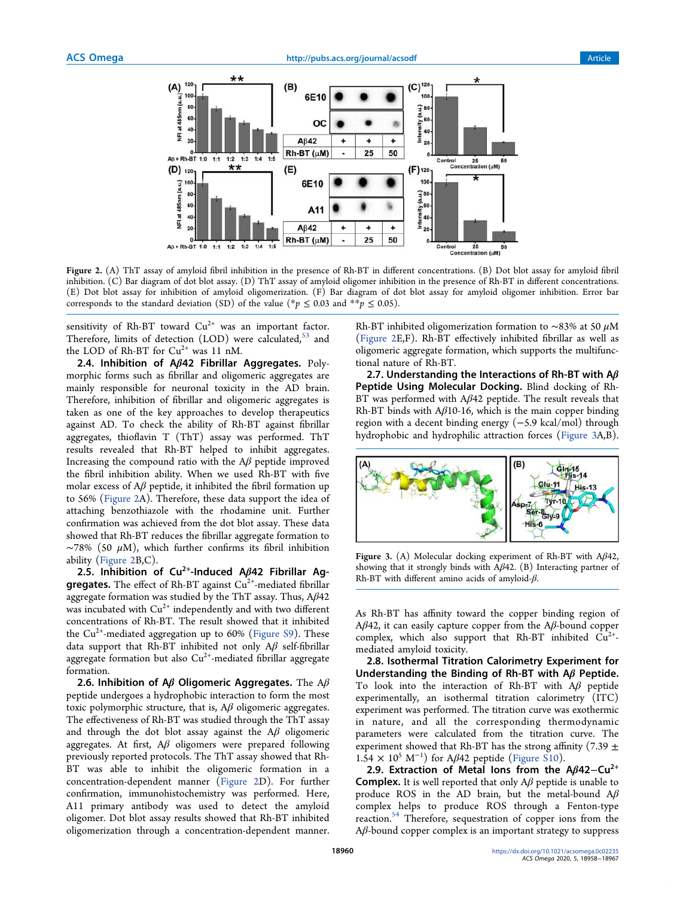Figure 2. (A) ThT assay of amyloid fibril inhibition in the presence of Rh-BT in different concentrations. (B) Dot blot assay for amyloid fibril inhibition. (C) Bar diagram of dot blot assay. (D) ThT assay of amyloid oligomer inhibition in the presence of Rh-BT in different concentrations. (E) Dot blot assay for inhibition of amyloid oligomerization. (F) Bar diagram of dot blot assay for amyloid oligomer inhibition. Error bar corresponds to the standard deviation (SD) of the value (*$p \leq 0.03$ and **$p \leq 0.05$).

sensitivity of Rh-BT toward $Cu^{2+}$ was an important factor. Therefore, limits of detection (LOD) were calculated,[53] and the LOD of Rh-BT for $Cu^{2+}$ was 11 nM.

### 2.4. Inhibition of Aβ42 Fibrillar Aggregates.

Polymorphic forms such as fibrillar and oligomeric aggregates are mainly responsible for neuronal toxicity in the AD brain. Therefore, inhibition of fibrillar and oligomeric aggregates is taken as one of the key approaches to develop therapeutics against AD. To check the ability of Rh-BT against fibrillar aggregates, thioflavin T (ThT) assay was performed. ThT results revealed that Rh-BT helped to inhibit aggregates. Increasing the compound ratio with the Aβ peptide improved the fibril inhibition ability. When we used Rh-BT with five molar excess of Aβ peptide, it inhibited the fibril formation up to 56% (Figure 2A). Therefore, these data support the idea of attaching benzothiazole with the rhodamine unit. Further confirmation was achieved from the dot blot assay. These data showed that Rh-BT reduces the fibrillar aggregate formation to ~78% (50 μM), which further confirms its fibril inhibition ability (Figure 2B,C).

### 2.5. Inhibition of $Cu^{2+}$-Induced Aβ42 Fibrillar Aggregates.

The effect of Rh-BT against $Cu^{2+}$-mediated fibrillar aggregate formation was studied by the ThT assay. Thus, Aβ42 was incubated with $Cu^{2+}$ independently and with two different concentrations of Rh-BT. The result showed that it inhibited the $Cu^{2+}$-mediated aggregation up to 60% (Figure S9). These data support that Rh-BT inhibited not only Aβ self-fibrillar aggregate formation but also $Cu^{2+}$-mediated fibrillar aggregate formation.

### 2.6. Inhibition of Aβ Oligomeric Aggregates.

The Aβ peptide undergoes a hydrophobic interaction to form the most toxic polymorphic structure, that is, Aβ oligomeric aggregates. The effectiveness of Rh-BT was studied through the ThT assay and through the dot blot assay against the Aβ oligomeric aggregates. At first, Aβ oligomers were prepared following previously reported protocols. The ThT assay showed that Rh-BT was able to inhibit the oligomeric formation in a concentration-dependent manner (Figure 2D). For further confirmation, immunohistochemistry was performed. Here, A11 primary antibody was used to detect the amyloid oligomer. Dot blot assay results showed that Rh-BT inhibited oligomerization through a concentration-dependent manner. Rh-BT inhibited oligomerization formation to ~83% at 50 μM (Figure 2E,F). Rh-BT effectively inhibited fibrillar as well as oligomeric aggregate formation, which supports the multifunctional nature of Rh-BT.

### 2.7. Understanding the Interactions of Rh-BT with Aβ Peptide Using Molecular Docking.

Blind docking of Rh-BT was performed with Aβ42 peptide. The result reveals that Rh-BT binds with Aβ10-16, which is the main copper binding region with a decent binding energy (−5.9 kcal/mol) through hydrophobic and hydrophilic attraction forces (Figure 3A,B).

Figure 3. (A) Molecular docking experiment of Rh-BT with Aβ42, showing that it strongly binds with Aβ42. (B) Interacting partner of Rh-BT with different amino acids of amyloid-β.

As Rh-BT has affinity toward the copper binding region of Aβ42, it can easily capture copper from the Aβ-bound copper complex, which also support that Rh-BT inhibited $Cu^{2+}$-mediated amyloid toxicity.

### 2.8. Isothermal Titration Calorimetry Experiment for Understanding the Binding of Rh-BT with Aβ Peptide.

To look into the interaction of Rh-BT with Aβ peptide experimentally, an isothermal titration calorimetry (ITC) experiment was performed. The titration curve was exothermic in nature, and all the corresponding thermodynamic parameters were calculated from the titration curve. The experiment showed that Rh-BT has the strong affinity ($7.39 \pm 1.54 \times 10^5$ $M^{-1}$) for Aβ42 peptide (Figure S10).

### 2.9. Extraction of Metal Ions from the Aβ42–$Cu^{2+}$ Complex.

It is well reported that only Aβ peptide is unable to produce ROS in the AD brain, but the metal-bound Aβ complex helps to produce ROS through a Fenton-type reaction.[54] Therefore, sequestration of copper ions from the Aβ-bound copper complex is an important strategy to suppress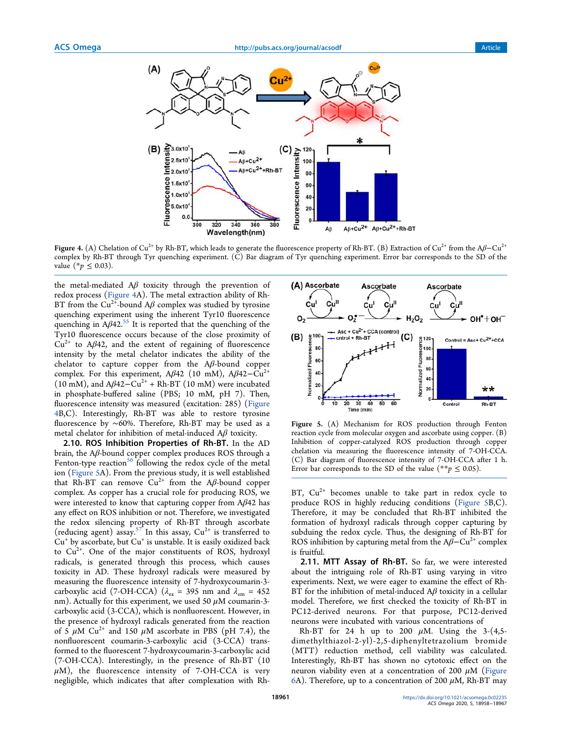Figure 4. (A) Chelation of $Cu^{2+}$ by Rh-BT, which leads to generate the fluorescence property of Rh-BT. (B) Extraction of $Cu^{2+}$ from the Aβ−$Cu^{2+}$ complex by Rh-BT through Tyr quenching experiment. (C) Bar diagram of Tyr quenching experiment. Error bar corresponds to the SD of the value (*$p \leq 0.03$).

the metal-mediated Aβ toxicity through the prevention of redox process (Figure 4A). The metal extraction ability of Rh-BT from the $Cu^{2+}$-bound Aβ complex was studied by tyrosine quenching experiment using the inherent Tyr10 fluorescence quenching in Aβ42.[55] It is reported that the quenching of the Tyr10 fluorescence occurs because of the close proximity of $Cu^{2+}$ to Aβ42, and the extent of regaining of fluorescence intensity by the metal chelator indicates the ability of the chelator to capture copper from the Aβ-bound copper complex. For this experiment, Aβ42 (10 mM), Aβ42−$Cu^{2+}$ (10 mM), and Aβ42−$Cu^{2+}$ + Rh-BT (10 mM) were incubated in phosphate-buffered saline (PBS; 10 mM, pH 7). Then, fluorescence intensity was measured (excitation: 285) (Figure 4B,C). Interestingly, Rh-BT was able to restore tyrosine fluorescence by ∼60%. Therefore, Rh-BT may be used as a metal chelator for inhibition of metal-induced Aβ toxicity.

**2.10. ROS Inhibition Properties of Rh-BT.** In the AD brain, the Aβ-bound copper complex produces ROS through a Fenton-type reaction[56] following the redox cycle of the metal ion (Figure 5A). From the previous study, it is well established that Rh-BT can remove $Cu^{2+}$ from the Aβ-bound copper complex. As copper has a crucial role for producing ROS, we were interested to know that capturing copper from Aβ42 has any effect on ROS inhibition or not. Therefore, we investigated the redox silencing property of Rh-BT through ascorbate (reducing agent) assay.[57] In this assay, $Cu^{2+}$ is transferred to $Cu^{+}$ by ascorbate, but $Cu^{+}$ is unstable. It is easily oxidized back to $Cu^{2+}$. One of the major constituents of ROS, hydroxyl radicals, is generated through this process, which causes toxicity in AD. These hydroxyl radicals were measured by measuring the fluorescence intensity of 7-hydroxycoumarin-3-carboxylic acid (7-OH-CCA) ($\lambda_{ex}$ = 395 nm and $\lambda_{em}$ = 452 nm). Actually for this experiment, we used 50 μM coumarin-3-carboxylic acid (3-CCA), which is nonfluorescent. However, in the presence of hydroxyl radicals generated from the reaction of 5 μM $Cu^{2+}$ and 150 μM ascorbate in PBS (pH 7.4), the nonfluorescent coumarin-3-carboxylic acid (3-CCA) transformed to the fluorescent 7-hydroxycoumarin-3-carboxylic acid (7-OH-CCA). Interestingly, in the presence of Rh-BT (10 μM), the fluorescence intensity of 7-OH-CCA is very negligible, which indicates that after complexation with Rh-BT, $Cu^{2+}$ becomes unable to take part in redox cycle to produce ROS in highly reducing conditions (Figure 5B,C). Therefore, it may be concluded that Rh-BT inhibited the formation of hydroxyl radicals through copper capturing by subduing the redox cycle. Thus, the designing of Rh-BT for ROS inhibition by capturing metal from the Aβ−$Cu^{2+}$ complex is fruitful.

Figure 5. (A) Mechanism for ROS production through Fenton reaction cycle from molecular oxygen and ascorbate using copper. (B) Inhibition of copper-catalyzed ROS production through copper chelation via measuring the fluorescence intensity of 7-OH-CCA. (C) Bar diagram of fluorescence intensity of 7-OH-CCA after 1 h. Error bar corresponds to the SD of the value (**$p \leq 0.05$).

**2.11. MTT Assay of Rh-BT.** So far, we were interested about the intriguing role of Rh-BT using varying in vitro experiments. Next, we were eager to examine the effect of Rh-BT for the inhibition of metal-induced Aβ toxicity in a cellular model. Therefore, we first checked the toxicity of Rh-BT in PC12-derived neurons. For that purpose, PC12-derived neurons were incubated with various concentrations of Rh-BT for 24 h up to 200 μM. Using the 3-(4,5-dimethylthiazol-2-yl)-2,5-diphenyltetrazolium bromide (MTT) reduction method, cell viability was calculated. Interestingly, Rh-BT has shown no cytotoxic effect on the neuron viability even at a concentration of 200 μM (Figure 6A). Therefore, up to a concentration of 200 μM, Rh-BT may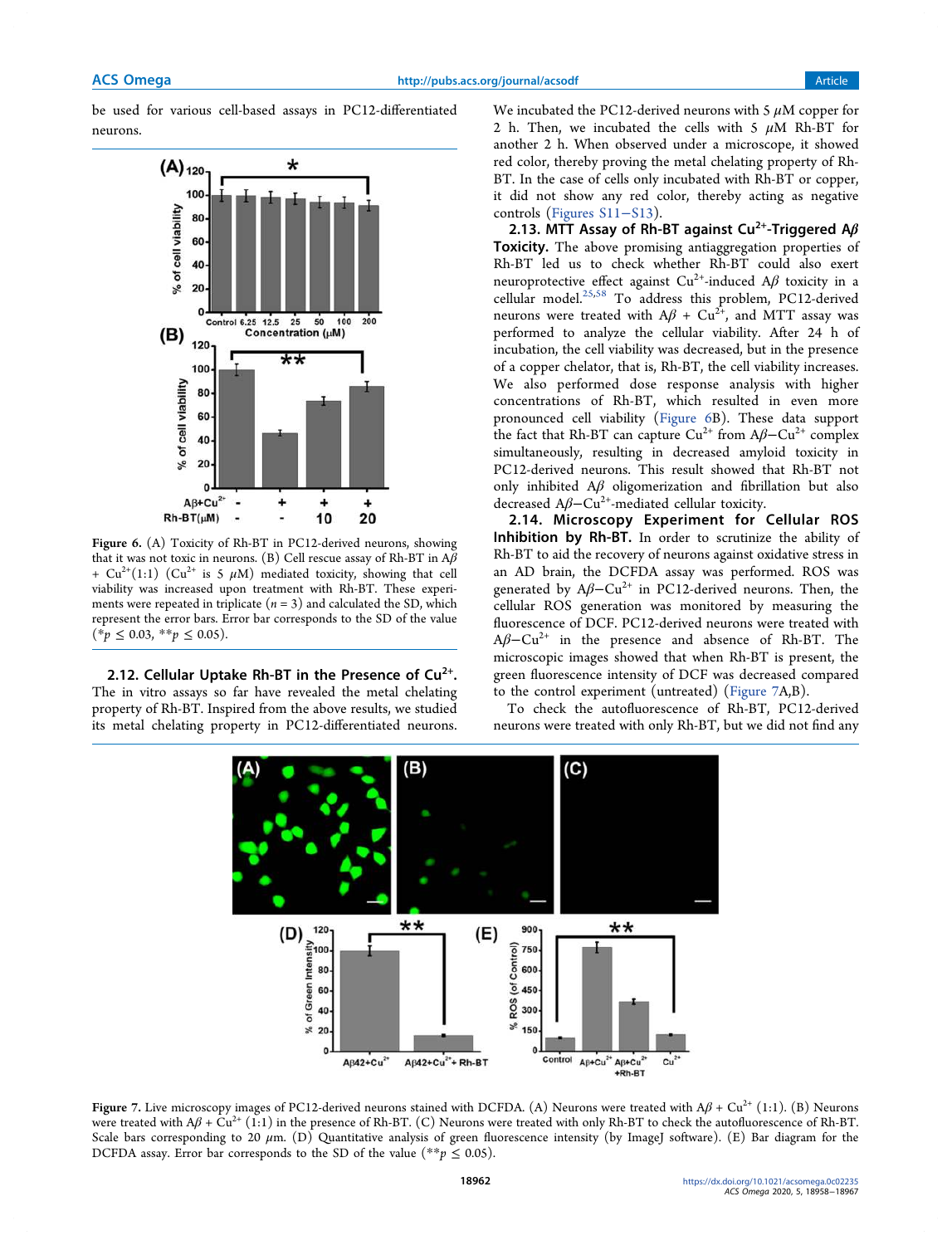be used for various cell-based assays in PC12-differentiated neurons.

Figure 6. (A) Toxicity of Rh-BT in PC12-differentiated neurons, showing that it was not toxic in neurons. (B) Cell rescue assay of Rh-BT in $A\beta$ + $Cu^{2+}$(1:1) ($Cu^{2+}$ is 5 $\mu$M) mediated toxicity, showing that cell viability was increased upon treatment with Rh-BT. These experiments were repeated in triplicate ($n = 3$) and calculated the SD, which represent the error bars. Error bar corresponds to the SD of the value (*$p \leq 0.03$, **$p \leq 0.05$).

### 2.12. Cellular Uptake Rh-BT in the Presence of $Cu^{2+}$.

The in vitro assays so far have revealed the metal chelating property of Rh-BT. Inspired from the above results, we studied its metal chelating property in PC12-differentiated neurons. We incubated the PC12-derived neurons with 5 $\mu$M copper for 2 h. Then, we incubated the cells with 5 $\mu$M Rh-BT for another 2 h. When observed under a microscope, it showed red color, thereby proving the metal chelating property of Rh-BT. In the case of cells only incubated with Rh-BT or copper, it did not show any red color, thereby acting as negative controls (Figures S11−S13).

### 2.13. MTT Assay of Rh-BT against $Cu^{2+}$-Triggered $A\beta$ Toxicity.

The above promising antiaggregation properties of Rh-BT led us to check whether Rh-BT could also exert neuroprotective effect against $Cu^{2+}$-induced $A\beta$ toxicity in a cellular model.[25,58] To address this problem, PC12-derived neurons were treated with $A\beta$ + $Cu^{2+}$, and MTT assay was performed to analyze the cellular viability. After 24 h of incubation, the cell viability was decreased, but in the presence of a copper chelator, that is, Rh-BT, the cell viability increases. We also performed dose response analysis with higher concentrations of Rh-BT, which resulted in even more pronounced cell viability (Figure 6B). These data support the fact that Rh-BT can capture $Cu^{2+}$ from $A\beta$−$Cu^{2+}$ complex simultaneously, resulting in decreased amyloid toxicity in PC12-derived neurons. This result showed that Rh-BT not only inhibited $A\beta$ oligomerization and fibrillation but also decreased $A\beta$−$Cu^{2+}$-mediated cellular toxicity.

### 2.14. Microscopy Experiment for Cellular ROS Inhibition by Rh-BT.

In order to scrutinize the ability of Rh-BT to aid the recovery of neurons against oxidative stress in an AD brain, the DCFDA assay was performed. ROS was generated by $A\beta$−$Cu^{2+}$ in PC12-derived neurons. Then, the cellular ROS generation was monitored by measuring the fluorescence of DCF. PC12-derived neurons were treated with $A\beta$−$Cu^{2+}$ in the presence and absence of Rh-BT. The microscopic images showed that when Rh-BT is present, the green fluorescence intensity of DCF was decreased compared to the control experiment (untreated) (Figure 7A,B).

To check the autofluorescence of Rh-BT, PC12-derived neurons were treated with only Rh-BT, but we did not find any

Figure 7. Live microscopy images of PC12-derived neurons stained with DCFDA. (A) Neurons were treated with $A\beta$ + $Cu^{2+}$ (1:1). (B) Neurons were treated with $A\beta$ + $Cu^{2+}$ (1:1) in the presence of Rh-BT. (C) Neurons were treated with only Rh-BT to check the autofluorescence of Rh-BT. Scale bars corresponding to 20 $\mu$m. (D) Quantitative analysis of green fluorescence intensity (by ImageJ software). (E) Bar diagram for the DCFDA assay. Error bar corresponds to the SD of the value (**$p \leq 0.05$).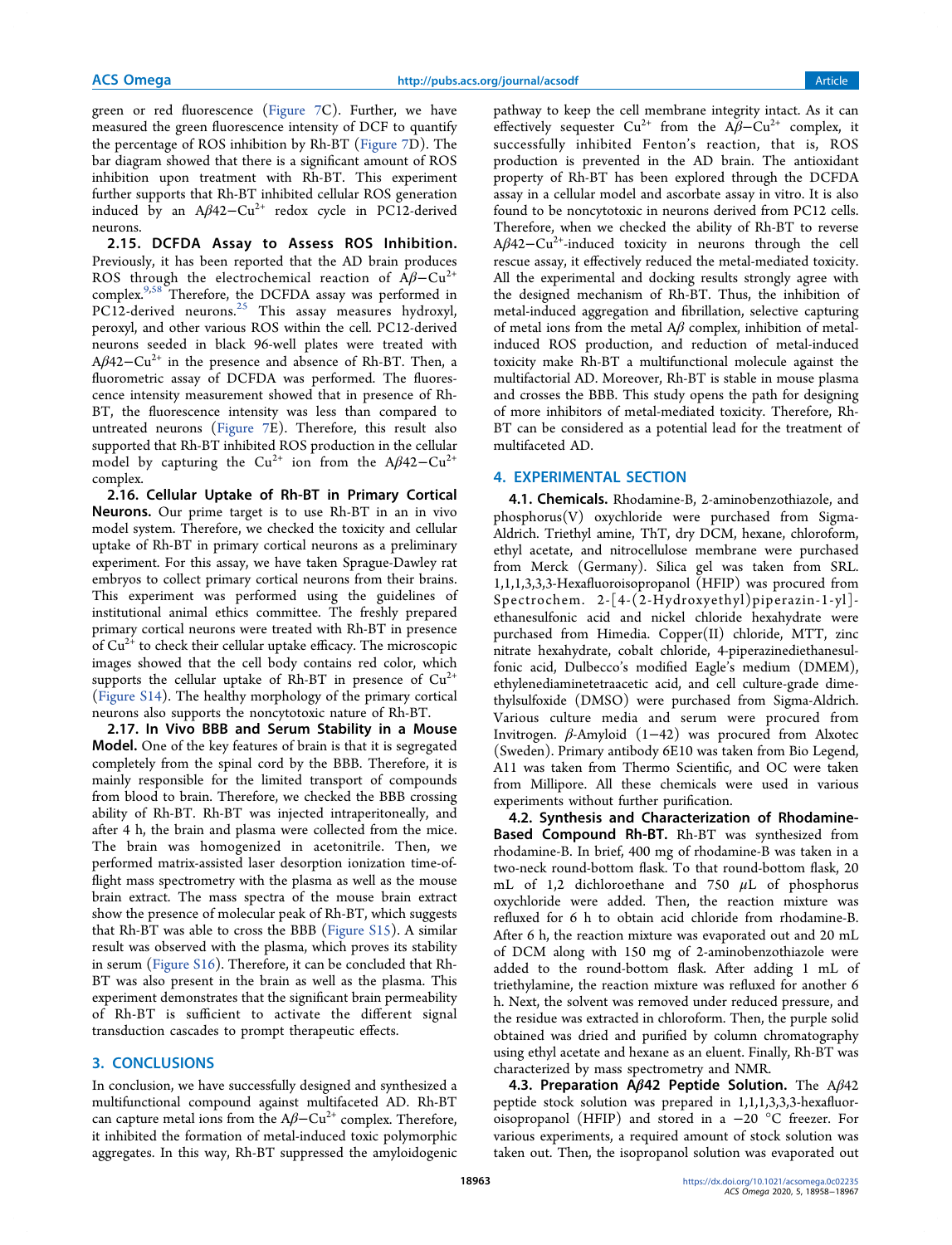green or red fluorescence (Figure 7C). Further, we have measured the green fluorescence intensity of DCF to quantify the percentage of ROS inhibition by Rh-BT (Figure 7D). The bar diagram showed that there is a significant amount of ROS inhibition upon treatment with Rh-BT. This experiment further supports that Rh-BT inhibited cellular ROS generation induced by an A$\beta$42−$Cu^{2+}$ redox cycle in PC12-derived neurons.

**2.15. DCFDA Assay to Assess ROS Inhibition.** Previously, it has been reported that the AD brain produces ROS through the electrochemical reaction of A$\beta$−$Cu^{2+}$ complex.[9,58] Therefore, the DCFDA assay was performed in PC12-derived neurons.[25] This assay measures hydroxyl, peroxyl, and other various ROS within the cell. PC12-derived neurons seeded in black 96-well plates were treated with A$\beta$42−$Cu^{2+}$ in the presence and absence of Rh-BT. Then, a fluorometric assay of DCFDA was performed. The fluorescence intensity measurement showed that in presence of Rh-BT, the fluorescence intensity was less than compared to untreated neurons (Figure 7E). Therefore, this result also supported that Rh-BT inhibited ROS production in the cellular model by capturing the $Cu^{2+}$ ion from the A$\beta$42−$Cu^{2+}$ complex.

**2.16. Cellular Uptake of Rh-BT in Primary Cortical Neurons.** Our prime target is to use Rh-BT in an in vivo model system. Therefore, we checked the toxicity and cellular uptake of Rh-BT in primary cortical neurons as a preliminary experiment. For this assay, we have taken Sprague-Dawley rat embryos to collect primary cortical neurons from their brains. This experiment was performed using the guidelines of institutional animal ethics committee. The freshly prepared primary cortical neurons were treated with Rh-BT in presence of $Cu^{2+}$ to check their cellular uptake efficacy. The microscopic images showed that the cell body contains red color, which supports the cellular uptake of Rh-BT in presence of $Cu^{2+}$ (Figure S14). The healthy morphology of the primary cortical neurons also supports the noncytotoxic nature of Rh-BT.

**2.17. In Vivo BBB and Serum Stability in a Mouse Model.** One of the key features of brain is that it is segregated completely from the spinal cord by the BBB. Therefore, it is mainly responsible for the limited transport of compounds from blood to brain. Therefore, we checked the BBB crossing ability of Rh-BT. Rh-BT was injected intraperitoneally, and after 4 h, the brain and plasma were collected from the mice. The brain was homogenized in acetonitrile. Then, we performed matrix-assisted laser desorption ionization time-of-flight mass spectrometry with the plasma as well as the mouse brain extract. The mass spectra of the mouse brain extract show the presence of molecular peak of Rh-BT, which suggests that Rh-BT was able to cross the BBB (Figure S15). A similar result was observed with the plasma, which proves its stability in serum (Figure S16). Therefore, it can be concluded that Rh-BT was also present in the brain as well as the plasma. This experiment demonstrates that the significant brain permeability of Rh-BT is sufficient to activate the different signal transduction cascades to prompt therapeutic effects.

## 3. CONCLUSIONS

In conclusion, we have successfully designed and synthesized a multifunctional compound against multifaceted AD. Rh-BT can capture metal ions from the A$\beta$−$Cu^{2+}$ complex. Therefore, it inhibited the formation of metal-induced toxic polymorphic aggregates. In this way, Rh-BT suppressed the amyloidogenic pathway to keep the cell membrane integrity intact. As it can effectively sequester $Cu^{2+}$ from the A$\beta$−$Cu^{2+}$ complex, it successfully inhibited Fenton's reaction, that is, ROS production is prevented in the AD brain. The antioxidant property of Rh-BT has been explored through the DCFDA assay in a cellular model and ascorbate assay in vitro. It is also found to be noncytotoxic in neurons derived from PC12 cells. Therefore, when we checked the ability of Rh-BT to reverse A$\beta$42−$Cu^{2+}$-induced toxicity in neurons through the cell rescue assay, it effectively reduced the metal-mediated toxicity. All the experimental and docking results strongly agree with the designed mechanism of Rh-BT. Thus, the inhibition of metal-induced aggregation and fibrillation, selective capturing of metal ions from the metal A$\beta$ complex, inhibition of metal-induced ROS production, and reduction of metal-induced toxicity make Rh-BT a multifunctional molecule against the multifactorial AD. Moreover, Rh-BT is stable in mouse plasma and crosses the BBB. This study opens the path for designing of more inhibitors of metal-mediated toxicity. Therefore, Rh-BT can be considered as a potential lead for the treatment of multifaceted AD.

## 4. EXPERIMENTAL SECTION

**4.1. Chemicals.** Rhodamine-B, 2-aminobenzothiazole, and phosphorus(V) oxychloride were purchased from Sigma-Aldrich. Triethyl amine, ThT, dry DCM, hexane, chloroform, ethyl acetate, and nitrocellulose membrane were purchased from Merck (Germany). Silica gel was taken from SRL. 1,1,1,3,3,3-Hexafluoroisopropanol (HFIP) was procured from Spectrochem. 2-[4-(2-Hydroxyethyl)piperazin-1-yl]-ethanesulfonic acid and nickel chloride hexahydrate were purchased from Himedia. Copper(II) chloride, MTT, zinc nitrate hexahydrate, cobalt chloride, 4-piperazinediethanesulfonic acid, Dulbecco's modified Eagle's medium (DMEM), ethylenediaminetetraacetic acid, and cell culture-grade dimethylsulfoxide (DMSO) were purchased from Sigma-Aldrich. Various culture media and serum were procured from Invitrogen. $\beta$-Amyloid (1−42) was procured from Alxotec (Sweden). Primary antibody 6E10 was taken from Bio Legend, A11 was taken from Thermo Scientific, and OC were taken from Millipore. All these chemicals were used in various experiments without further purification.

**4.2. Synthesis and Characterization of Rhodamine-Based Compound Rh-BT.** Rh-BT was synthesized from rhodamine-B. In brief, 400 mg of rhodamine-B was taken in a two-neck round-bottom flask. To that round-bottom flask, 20 mL of 1,2 dichloroethane and 750 $\mu$L of phosphorus oxychloride were added. Then, the reaction mixture was refluxed for 6 h to obtain acid chloride from rhodamine-B. After 6 h, the reaction mixture was evaporated out and 20 mL of DCM along with 150 mg of 2-aminobenzothiazole were added to the round-bottom flask. After adding 1 mL of triethylamine, the reaction mixture was refluxed for another 6 h. Next, the solvent was removed under reduced pressure, and the residue was extracted in chloroform. Then, the purple solid obtained was dried and purified by column chromatography using ethyl acetate and hexane as an eluent. Finally, Rh-BT was characterized by mass spectrometry and NMR.

**4.3. Preparation A$\beta$42 Peptide Solution.** The A$\beta$42 peptide stock solution was prepared in 1,1,1,3,3,3-hexafluoroisopropanol (HFIP) and stored in a −20 °C freezer. For various experiments, a required amount of stock solution was taken out. Then, the isopropanol solution was evaporated out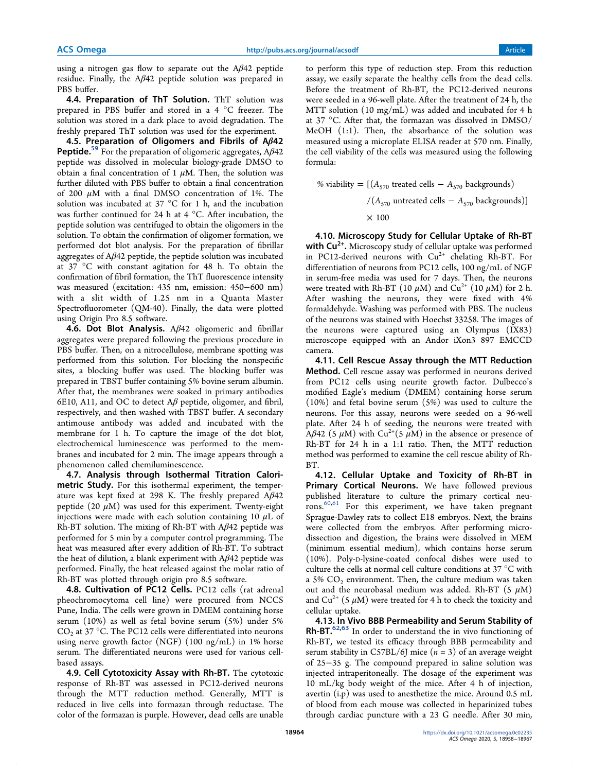using a nitrogen gas flow to separate out the Aβ42 peptide residue. Finally, the Aβ42 peptide solution was prepared in PBS buffer.

**4.4. Preparation of ThT Solution.** ThT solution was prepared in PBS buffer and stored in a 4 °C freezer. The solution was stored in a dark place to avoid degradation. The freshly prepared ThT solution was used for the experiment.

**4.5. Preparation of Oligomers and Fibrils of Aβ42 Peptide.**[59] For the preparation of oligomeric aggregates, Aβ42 peptide was dissolved in molecular biology-grade DMSO to obtain a final concentration of 1 μM. Then, the solution was further diluted with PBS buffer to obtain a final concentration of 200 μM with a final DMSO concentration of 1%. The solution was incubated at 37 °C for 1 h, and the incubation was further continued for 24 h at 4 °C. After incubation, the peptide solution was centrifuged to obtain the oligomers in the solution. To obtain the confirmation of oligomer formation, we performed dot blot analysis. For the preparation of fibrillar aggregates of Aβ42 peptide, the peptide solution was incubated at 37 °C with constant agitation for 48 h. To obtain the confirmation of fibril formation, the ThT fluorescence intensity was measured (excitation: 435 nm, emission: 450−600 nm) with a slit width of 1.25 nm in a Quanta Master Spectrofluorometer (QM-40). Finally, the data were plotted using Origin Pro 8.5 software.

**4.6. Dot Blot Analysis.** Aβ42 oligomeric and fibrillar aggregates were prepared following the previous procedure in PBS buffer. Then, on a nitrocellulose, membrane spotting was performed from this solution. For blocking the nonspecific sites, a blocking buffer was used. The blocking buffer was prepared in TBST buffer containing 5% bovine serum albumin. After that, the membranes were soaked in primary antibodies 6E10, A11, and OC to detect Aβ peptide, oligomer, and fibril, respectively, and then washed with TBST buffer. A secondary antimouse antibody was added and incubated with the membrane for 1 h. To capture the image of the dot blot, electrochemical luminescence was performed to the membranes and incubated for 2 min. The image appears through a phenomenon called chemiluminescence.

**4.7. Analysis through Isothermal Titration Calorimetric Study.** For this isothermal experiment, the temperature was kept fixed at 298 K. The freshly prepared Aβ42 peptide (20 μM) was used for this experiment. Twenty-eight injections were made with each solution containing 10 μL of Rh-BT solution. The mixing of Rh-BT with Aβ42 peptide was performed for 5 min by a computer control programming. The heat was measured after every addition of Rh-BT. To subtract the heat of dilution, a blank experiment with Aβ42 peptide was performed. Finally, the heat released against the molar ratio of Rh-BT was plotted through origin pro 8.5 software.

**4.8. Cultivation of PC12 Cells.** PC12 cells (rat adrenal pheochromocytoma cell line) were procured from NCCS Pune, India. The cells were grown in DMEM containing horse serum (10%) as well as fetal bovine serum (5%) under 5% $CO_2$ at 37 °C. The PC12 cells were differentiated into neurons using nerve growth factor (NGF) (100 ng/mL) in 1% horse serum. The differentiated neurons were used for various cell-based assays.

**4.9. Cell Cytotoxicity Assay with Rh-BT.** The cytotoxic response of Rh-BT was assessed in PC12-derived neurons through the MTT reduction method. Generally, MTT is reduced in live cells into formazan through reductase. The color of the formazan is purple. However, dead cells are unable to perform this type of reduction step. From this reduction assay, we easily separate the healthy cells from the dead cells. Before the treatment of Rh-BT, the PC12-derived neurons were seeded in a 96-well plate. After the treatment of 24 h, the MTT solution (10 mg/mL) was added and incubated for 4 h at 37 °C. After that, the formazan was dissolved in DMSO/MeOH (1:1). Then, the absorbance of the solution was measured using a microplate ELISA reader at 570 nm. Finally, the cell viability of the cells was measured using the following formula:

$$\% \text{ viability} = [(A_{570} \text{ treated cells} - A_{570} \text{ backgrounds}) / (A_{570} \text{ untreated cells} - A_{570} \text{ backgrounds})] \times 100$$

**4.10. Microscopy Study for Cellular Uptake of Rh-BT with $Cu^{2+}$.** Microscopy study of cellular uptake was performed in PC12-derived neurons with $Cu^{2+}$ chelating Rh-BT. For differentiation of neurons from PC12 cells, 100 ng/mL of NGF in serum-free media was used for 7 days. Then, the neurons were treated with Rh-BT (10 μM) and $Cu^{2+}$ (10 μM) for 2 h. After washing the neurons, they were fixed with 4% formaldehyde. Washing was performed with PBS. The nucleus of the neurons was stained with Hoechst 33258. The images of the neurons were captured using an Olympus (IX83) microscope equipped with an Andor iXon3 897 EMCCD camera.

**4.11. Cell Rescue Assay through the MTT Reduction Method.** Cell rescue assay was performed in neurons derived from PC12 cells using neurite growth factor. Dulbecco's modified Eagle's medium (DMEM) containing horse serum (10%) and fetal bovine serum (5%) was used to culture the neurons. For this assay, neurons were seeded on a 96-well plate. After 24 h of seeding, the neurons were treated with Aβ42 (5 μM) with $Cu^{2+}$(5 μM) in the absence or presence of Rh-BT for 24 h in a 1:1 ratio. Then, the MTT reduction method was performed to examine the cell rescue ability of Rh-BT.

**4.12. Cellular Uptake and Toxicity of Rh-BT in Primary Cortical Neurons.** We have followed previous published literature to culture the primary cortical neurons.[60,61] For this experiment, we have taken pregnant Sprague-Dawley rats to collect E18 embryos. Next, the brains were collected from the embryos. After performing microdissection and digestion, the brains were dissolved in MEM (minimum essential medium), which contains horse serum (10%). Poly-D-lysine-coated confocal dishes were used to culture the cells at normal cell culture conditions at 37 °C with a 5% $CO_2$ environment. Then, the culture medium was taken out and the neurobasal medium was added. Rh-BT (5 μM) and $Cu^{2+}$ (5 μM) were treated for 4 h to check the toxicity and cellular uptake.

**4.13. In Vivo BBB Permeability and Serum Stability of Rh-BT.**[62,63] In order to understand the in vivo functioning of Rh-BT, we tested its efficacy through BBB permeability and serum stability in C57BL/6J mice ($n = 3$) of an average weight of 25−35 g. The compound prepared in saline solution was injected intraperitoneally. The dosage of the experiment was 10 mL/kg body weight of the mice. After 4 h of injection, avertin (i.p) was used to anesthetize the mice. Around 0.5 mL of blood from each mouse was collected in heparinized tubes through cardiac puncture with a 23 G needle. After 30 min,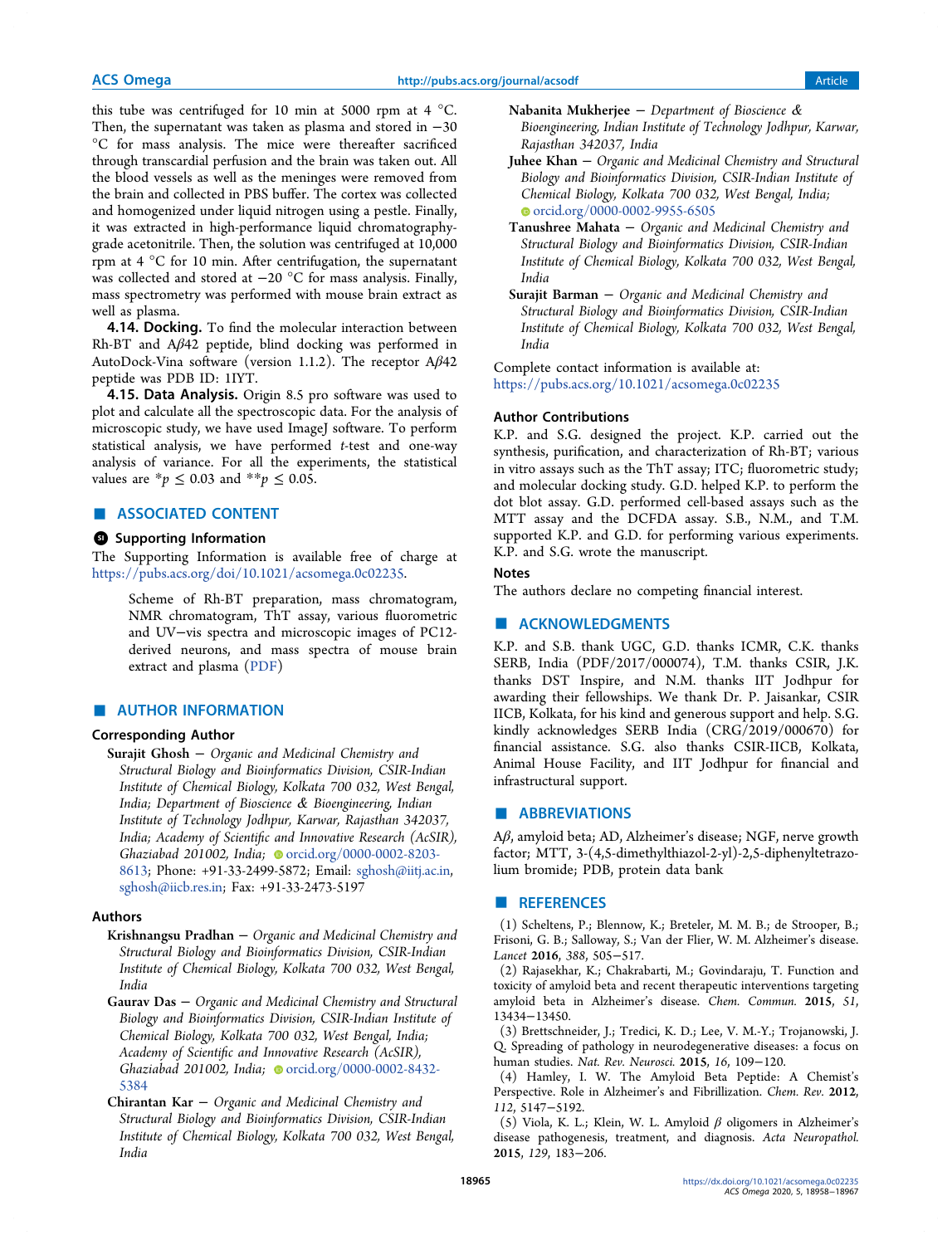this tube was centrifuged for 10 min at 5000 rpm at 4 °C. Then, the supernatant was taken as plasma and stored in −30 °C for mass analysis. The mice were thereafter sacrificed through transcardial perfusion and the brain was taken out. All the blood vessels as well as the meninges were removed from the brain and collected in PBS buffer. The cortex was collected and homogenized under liquid nitrogen using a pestle. Finally, it was extracted in high-performance liquid chromatography-grade acetonitrile. Then, the solution was centrifuged at 10,000 rpm at 4 °C for 10 min. After centrifugation, the supernatant was collected and stored at −20 °C for mass analysis. Finally, mass spectrometry was performed with mouse brain extract as well as plasma.

**4.14. Docking.** To find the molecular interaction between Rh-BT and Aβ42 peptide, blind docking was performed in AutoDock-Vina software (version 1.1.2). The receptor Aβ42 peptide was PDB ID: 1IYT.

**4.15. Data Analysis.** Origin 8.5 pro software was used to plot and calculate all the spectroscopic data. For the analysis of microscopic study, we have used ImageJ software. To perform statistical analysis, we have performed *t*-test and one-way analysis of variance. For all the experiments, the statistical values are $*p \leq 0.03$ and $**p \leq 0.05$.

## ■ ASSOCIATED CONTENT

### Supporting Information

The Supporting Information is available free of charge at https://pubs.acs.org/doi/10.1021/acsomega.0c02235.

> Scheme of Rh-BT preparation, mass chromatogram, NMR chromatogram, ThT assay, various fluorometric and UV−vis spectra and microscopic images of PC12-derived neurons, and mass spectra of mouse brain extract and plasma (PDF)

## ■ AUTHOR INFORMATION

### Corresponding Author

**Surajit Ghosh** − *Organic and Medicinal Chemistry and Structural Biology and Bioinformatics Division, CSIR-Indian Institute of Chemical Biology, Kolkata 700 032, West Bengal, India; Department of Bioscience & Bioengineering, Indian Institute of Technology Jodhpur, Karwar, Rajasthan 342037, India; Academy of Scientific and Innovative Research (AcSIR), Ghaziabad 201002, India;* orcid.org/0000-0002-8203-8613; Phone: +91-33-2499-5872; Email: sghosh@iitj.ac.in, sghosh@iicb.res.in; Fax: +91-33-2473-5197

### Authors

**Krishnangsu Pradhan** − *Organic and Medicinal Chemistry and Structural Biology and Bioinformatics Division, CSIR-Indian Institute of Chemical Biology, Kolkata 700 032, West Bengal, India*

**Gaurav Das** − *Organic and Medicinal Chemistry and Structural Biology and Bioinformatics Division, CSIR-Indian Institute of Chemical Biology, Kolkata 700 032, West Bengal, India; Academy of Scientific and Innovative Research (AcSIR), Ghaziabad 201002, India;* orcid.org/0000-0002-8432-5384

**Chirantan Kar** − *Organic and Medicinal Chemistry and Structural Biology and Bioinformatics Division, CSIR-Indian Institute of Chemical Biology, Kolkata 700 032, West Bengal, India*

**Nabanita Mukherjee** − *Department of Bioscience & Bioengineering, Indian Institute of Technology Jodhpur, Karwar, Rajasthan 342037, India*

**Juhee Khan** − *Organic and Medicinal Chemistry and Structural Biology and Bioinformatics Division, CSIR-Indian Institute of Chemical Biology, Kolkata 700 032, West Bengal, India;* orcid.org/0000-0002-9955-6505

**Tanushree Mahata** − *Organic and Medicinal Chemistry and Structural Biology and Bioinformatics Division, CSIR-Indian Institute of Chemical Biology, Kolkata 700 032, West Bengal, India*

**Surajit Barman** − *Organic and Medicinal Chemistry and Structural Biology and Bioinformatics Division, CSIR-Indian Institute of Chemical Biology, Kolkata 700 032, West Bengal, India*

Complete contact information is available at: https://pubs.acs.org/10.1021/acsomega.0c02235

### Author Contributions

K.P. and S.G. designed the project. K.P. carried out the synthesis, purification, and characterization of Rh-BT; various in vitro assays such as the ThT assay; ITC; fluorometric study; and molecular docking study. G.D. helped K.P. to perform the dot blot assay. G.D. performed cell-based assays such as the MTT assay and the DCFDA assay. S.B., N.M., and T.M. supported K.P. and G.D. for performing various experiments. K.P. and S.G. wrote the manuscript.

### Notes

The authors declare no competing financial interest.

## ■ ACKNOWLEDGMENTS

K.P. and S.B. thank UGC, G.D. thanks ICMR, C.K. thanks SERB, India (PDF/2017/000074), T.M. thanks CSIR, J.K. thanks DST Inspire, and N.M. thanks IIT Jodhpur for awarding their fellowships. We thank Dr. P. Jaisankar, CSIR IICB, Kolkata, for his kind and generous support and help. S.G. kindly acknowledges SERB India (CRG/2019/000670) for financial assistance. S.G. also thanks CSIR-IICB, Kolkata, Animal House Facility, and IIT Jodhpur for financial and infrastructural support.

## ■ ABBREVIATIONS

Aβ, amyloid beta; AD, Alzheimer's disease; NGF, nerve growth factor; MTT, 3-(4,5-dimethylthiazol-2-yl)-2,5-diphenyltetrazolium bromide; PDB, protein data bank

## ■ REFERENCES

(1) Scheltens, P.; Blennow, K.; Breteler, M. M. B.; de Strooper, B.; Frisoni, G. B.; Salloway, S.; Van der Flier, W. M. Alzheimer's disease. *Lancet* **2016**, *388*, 505−517.

(2) Rajasekhar, K.; Chakrabarti, M.; Govindaraju, T. Function and toxicity of amyloid beta and recent therapeutic interventions targeting amyloid beta in Alzheimer's disease. *Chem. Commun.* **2015**, *51*, 13434−13450.

(3) Brettschneider, J.; Tredici, K. D.; Lee, V. M.-Y.; Trojanowski, J. Q. Spreading of pathology in neurodegenerative diseases: a focus on human studies. *Nat. Rev. Neurosci.* **2015**, *16*, 109−120.

(4) Hamley, I. W. The Amyloid Beta Peptide: A Chemist's Perspective. Role in Alzheimer's and Fibrillization. *Chem. Rev.* **2012**, *112*, 5147−5192.

(5) Viola, K. L.; Klein, W. L. Amyloid β oligomers in Alzheimer's disease pathogenesis, treatment, and diagnosis. *Acta Neuropathol.* **2015**, *129*, 183−206.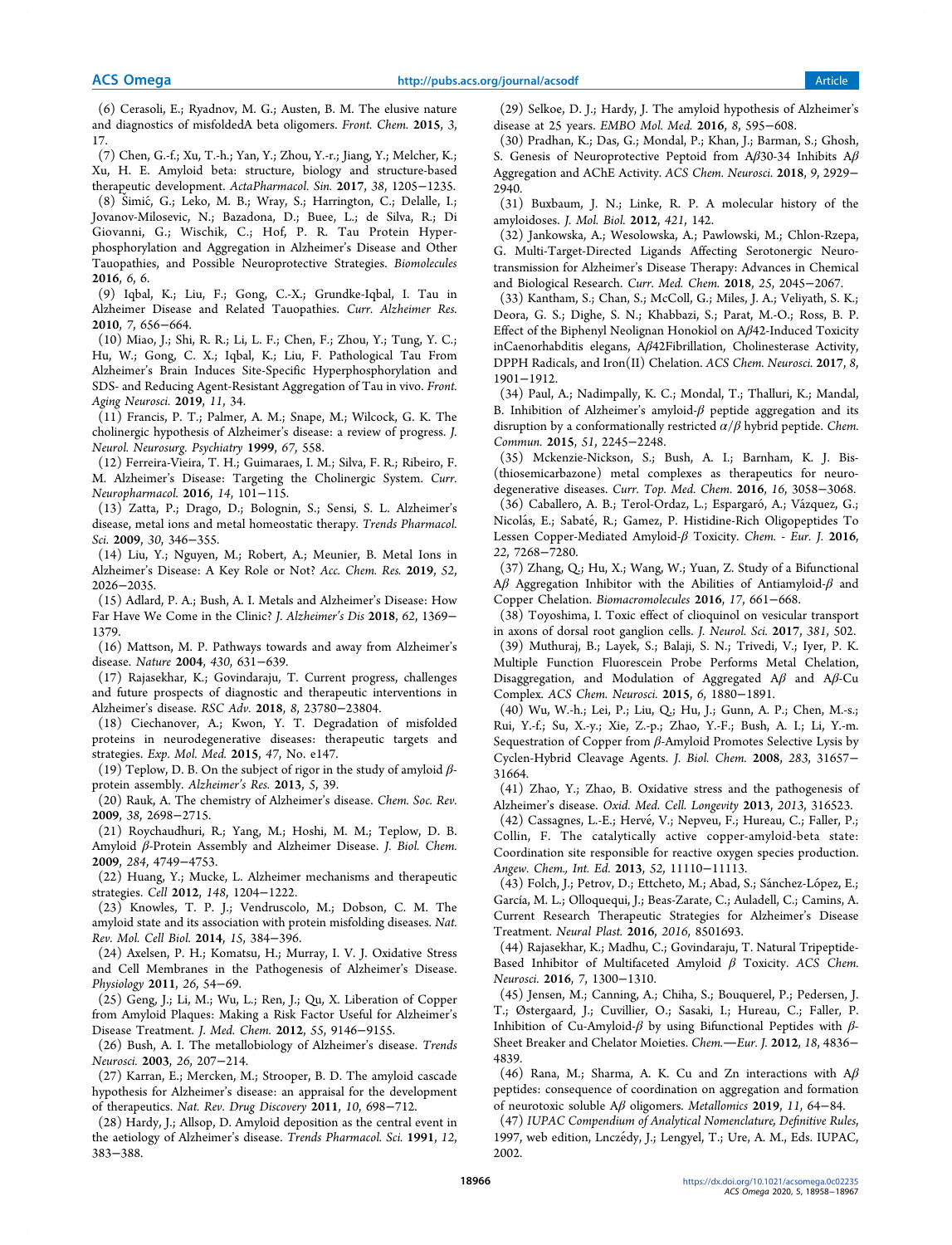(6) Cerasoli, E.; Ryadnov, M. G.; Austen, B. M. The elusive nature and diagnostics of misfoldedA beta oligomers. *Front. Chem.* **2015**, *3*, 17.

(7) Chen, G.-f.; Xu, T.-h.; Yan, Y.; Zhou, Y.-r.; Jiang, Y.; Melcher, K.; Xu, H. E. Amyloid beta: structure, biology and structure-based therapeutic development. *ActaPharmacol. Sin.* **2017**, *38*, 1205−1235.

(8) Šimić, G.; Leko, M. B.; Wray, S.; Harrington, C.; Delalle, I.; Jovanov-Milosevic, N.; Bazadona, D.; Buee, L.; de Silva, R.; Di Giovanni, G.; Wischik, C.; Hof, P. R. Tau Protein Hyperphosphorylation and Aggregation in Alzheimer's Disease and Other Tauopathies, and Possible Neuroprotective Strategies. *Biomolecules* **2016**, *6*, 6.

(9) Iqbal, K.; Liu, F.; Gong, C.-X.; Grundke-Iqbal, I. Tau in Alzheimer Disease and Related Tauopathies. *Curr. Alzheimer Res.* **2010**, *7*, 656−664.

(10) Miao, J.; Shi, R. R.; Li, L. F.; Chen, F.; Zhou, Y.; Tung, Y. C.; Hu, W.; Gong, C. X.; Iqbal, K.; Liu, F. Pathological Tau From Alzheimer's Brain Induces Site-Specific Hyperphosphorylation and SDS- and Reducing Agent-Resistant Aggregation of Tau in vivo. *Front. Aging Neurosci.* **2019**, *11*, 34.

(11) Francis, P. T.; Palmer, A. M.; Snape, M.; Wilcock, G. K. The cholinergic hypothesis of Alzheimer's disease: a review of progress. *J. Neurol. Neurosurg. Psychiatry* **1999**, *67*, 558.

(12) Ferreira-Vieira, T. H.; Guimaraes, I. M.; Silva, F. R.; Ribeiro, F. M. Alzheimer's Disease: Targeting the Cholinergic System. *Curr. Neuropharmacol.* **2016**, *14*, 101−115.

(13) Zatta, P.; Drago, D.; Bolognin, S.; Sensi, S. L. Alzheimer's disease, metal ions and metal homeostatic therapy. *Trends Pharmacol. Sci.* **2009**, *30*, 346−355.

(14) Liu, Y.; Nguyen, M.; Robert, A.; Meunier, B. Metal Ions in Alzheimer's Disease: A Key Role or Not? *Acc. Chem. Res.* **2019**, *52*, 2026−2035.

(15) Adlard, P. A.; Bush, A. I. Metals and Alzheimer's Disease: How Far Have We Come in the Clinic? *J. Alzheimer's Dis* **2018**, *62*, 1369−1379.

(16) Mattson, M. P. Pathways towards and away from Alzheimer's disease. *Nature* **2004**, *430*, 631−639.

(17) Rajasekhar, K.; Govindaraju, T. Current progress, challenges and future prospects of diagnostic and therapeutic interventions in Alzheimer's disease. *RSC Adv.* **2018**, *8*, 23780−23804.

(18) Ciechanover, A.; Kwon, Y. T. Degradation of misfolded proteins in neurodegenerative diseases: therapeutic targets and strategies. *Exp. Mol. Med.* **2015**, *47*, No. e147.

(19) Teplow, D. B. On the subject of rigor in the study of amyloid β-protein assembly. *Alzheimer's Res.* **2013**, *5*, 39.

(20) Rauk, A. The chemistry of Alzheimer's disease. *Chem. Soc. Rev.* **2009**, *38*, 2698−2715.

(21) Roychaudhuri, R.; Yang, M.; Hoshi, M. M.; Teplow, D. B. Amyloid β-Protein Assembly and Alzheimer Disease. *J. Biol. Chem.* **2009**, *284*, 4749−4753.

(22) Huang, Y.; Mucke, L. Alzheimer mechanisms and therapeutic strategies. *Cell* **2012**, *148*, 1204−1222.

(23) Knowles, T. P. J.; Vendruscolo, M.; Dobson, C. M. The amyloid state and its association with protein misfolding diseases. *Nat. Rev. Mol. Cell Biol.* **2014**, *15*, 384−396.

(24) Axelsen, P. H.; Komatsu, H.; Murray, I. V. J. Oxidative Stress and Cell Membranes in the Pathogenesis of Alzheimer's Disease. *Physiology* **2011**, *26*, 54−69.

(25) Geng, J.; Li, M.; Wu, L.; Ren, J.; Qu, X. Liberation of Copper from Amyloid Plaques: Making a Risk Factor Useful for Alzheimer's Disease Treatment. *J. Med. Chem.* **2012**, *55*, 9146−9155.

(26) Bush, A. I. The metallobiology of Alzheimer's disease. *Trends Neurosci.* **2003**, *26*, 207−214.

(27) Karran, E.; Mercken, M.; Strooper, B. D. The amyloid cascade hypothesis for Alzheimer's disease: an appraisal for the development of therapeutics. *Nat. Rev. Drug Discovery* **2011**, *10*, 698−712.

(28) Hardy, J.; Allsop, D. Amyloid deposition as the central event in the aetiology of Alzheimer's disease. *Trends Pharmacol. Sci.* **1991**, *12*, 383−388.

(29) Selkoe, D. J.; Hardy, J. The amyloid hypothesis of Alzheimer's disease at 25 years. *EMBO Mol. Med.* **2016**, *8*, 595−608.

(30) Pradhan, K.; Das, G.; Mondal, P.; Khan, J.; Barman, S.; Ghosh, S. Genesis of Neuroprotective Peptoid from Aβ30-34 Inhibits Aβ Aggregation and AChE Activity. *ACS Chem. Neurosci.* **2018**, *9*, 2929−2940.

(31) Buxbaum, J. N.; Linke, R. P. A molecular history of the amyloidoses. *J. Mol. Biol.* **2012**, *421*, 142.

(32) Jankowska, A.; Wesolowska, A.; Pawlowski, M.; Chlon-Rzepa, G. Multi-Target-Directed Ligands Affecting Serotonergic Neurotransmission for Alzheimer's Disease Therapy: Advances in Chemical and Biological Research. *Curr. Med. Chem.* **2018**, *25*, 2045−2067.

(33) Kantham, S.; Chan, S.; McColl, G.; Miles, J. A.; Veliyath, S. K.; Deora, G. S.; Dighe, S. N.; Khabbazi, S.; Parat, M.-O.; Ross, B. P. Effect of the Biphenyl Neolignan Honokiol on Aβ42-Induced Toxicity inCaenorhabditis elegans, Aβ42Fibrillation, Cholinesterase Activity, DPPH Radicals, and Iron(II) Chelation. *ACS Chem. Neurosci.* **2017**, *8*, 1901−1912.

(34) Paul, A.; Nadimpally, K. C.; Mondal, T.; Thalluri, K.; Mandal, B. Inhibition of Alzheimer's amyloid-β peptide aggregation and its disruption by a conformationally restricted α/β hybrid peptide. *Chem. Commun.* **2015**, *51*, 2245−2248.

(35) Mckenzie-Nickson, S.; Bush, A. I.; Barnham, K. J. Bis(thiosemicarbazone) metal complexes as therapeutics for neurodegenerative diseases. *Curr. Top. Med. Chem.* **2016**, *16*, 3058−3068.

(36) Caballero, A. B.; Terol-Ordaz, L.; Espargaró, A.; Vázquez, G.; Nicolás, E.; Sabaté, R.; Gamez, P. Histidine-Rich Oligopeptides To Lessen Copper-Mediated Amyloid-β Toxicity. *Chem. - Eur. J.* **2016**, *22*, 7268−7280.

(37) Zhang, Q.; Hu, X.; Wang, W.; Yuan, Z. Study of a Bifunctional Aβ Aggregation Inhibitor with the Abilities of Antiamyloid-β and Copper Chelation. *Biomacromolecules* **2016**, *17*, 661−668.

(38) Toyoshima, I. Toxic effect of clioquinol on vesicular transport in axons of dorsal root ganglion cells. *J. Neurol. Sci.* **2017**, *381*, 502.

(39) Muthuraj, B.; Layek, S.; Balaji, S. N.; Trivedi, V.; Iyer, P. K. Multiple Function Fluorescein Probe Performs Metal Chelation, Disaggregation, and Modulation of Aggregated Aβ and Aβ-Cu Complex. *ACS Chem. Neurosci.* **2015**, *6*, 1880−1891.

(40) Wu, W.-h.; Lei, P.; Liu, Q.; Hu, J.; Gunn, A. P.; Chen, M.-s.; Rui, Y.-f.; Su, X.-y.; Xie, Z.-p.; Zhao, Y.-F.; Bush, A. I.; Li, Y.-m. Sequestration of Copper from β-Amyloid Promotes Selective Lysis by Cyclen-Hybrid Cleavage Agents. *J. Biol. Chem.* **2008**, *283*, 31657−31664.

(41) Zhao, Y.; Zhao, B. Oxidative stress and the pathogenesis of Alzheimer's disease. *Oxid. Med. Cell. Longevity* **2013**, *2013*, 316523.

(42) Cassagnes, L.-E.; Hervé, V.; Nepveu, F.; Hureau, C.; Faller, P.; Collin, F. The catalytically active copper-amyloid-beta state: Coordination site responsible for reactive oxygen species production. *Angew. Chem., Int. Ed.* **2013**, *52*, 11110−11113.

(43) Folch, J.; Petrov, D.; Ettcheto, M.; Abad, S.; Sánchez-López, E.; García, M. L.; Olloquequi, J.; Beas-Zarate, C.; Auladell, C.; Camins, A. Current Research Therapeutic Strategies for Alzheimer's Disease Treatment. *Neural Plast.* **2016**, *2016*, 8501693.

(44) Rajasekhar, K.; Madhu, C.; Govindaraju, T. Natural Tripeptide-Based Inhibitor of Multifaceted Amyloid β Toxicity. *ACS Chem. Neurosci.* **2016**, *7*, 1300−1310.

(45) Jensen, M.; Canning, A.; Chiha, S.; Bouquerel, P.; Pedersen, J. T.; Østergaard, J.; Cuvillier, O.; Sasaki, I.; Hureau, C.; Faller, P. Inhibition of Cu-Amyloid-β by using Bifunctional Peptides with β-Sheet Breaker and Chelator Moieties. *Chem.—Eur. J.* **2012**, *18*, 4836−4839.

(46) Rana, M.; Sharma, A. K. Cu and Zn interactions with Aβ peptides: consequence of coordination on aggregation and formation of neurotoxic soluble Aβ oligomers. *Metallomics* **2019**, *11*, 64−84.

(47) *IUPAC Compendium of Analytical Nomenclature, Definitive Rules*, 1997, web edition, Lnczédy, J.; Lengyel, T.; Ure, A. M., Eds. IUPAC, 2002.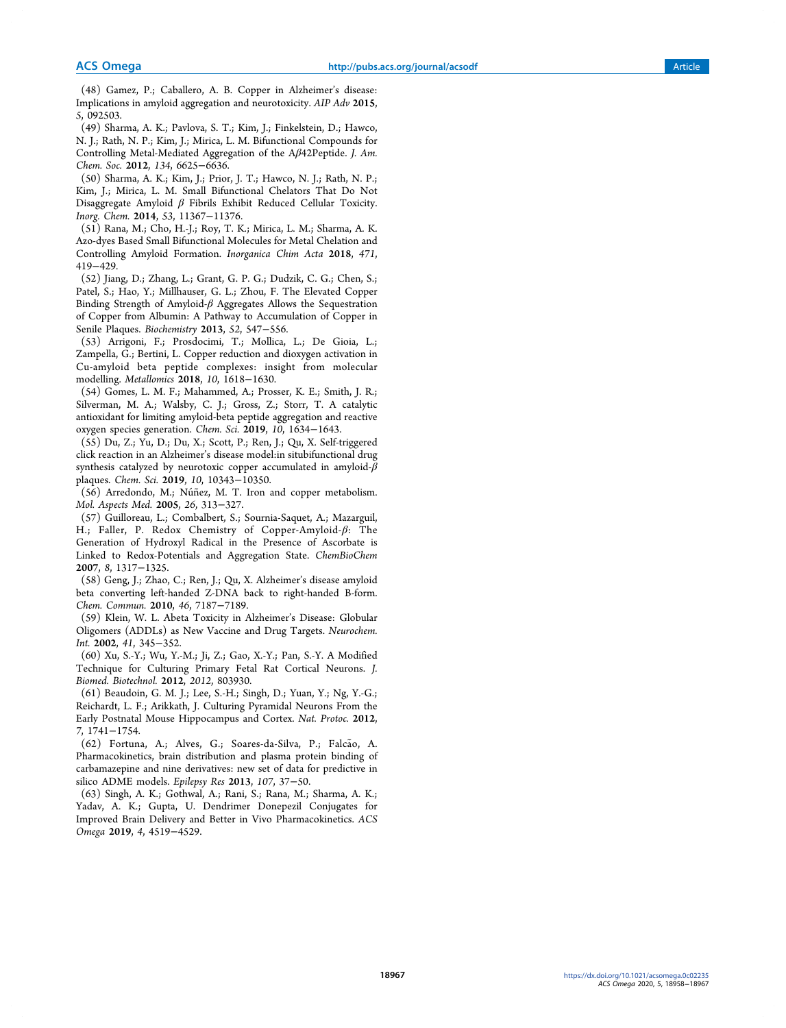(48) Gamez, P.; Caballero, A. B. Copper in Alzheimer's disease: Implications in amyloid aggregation and neurotoxicity. *AIP Adv* **2015**, *5*, 092503.

(49) Sharma, A. K.; Pavlova, S. T.; Kim, J.; Finkelstein, D.; Hawco, N. J.; Rath, N. P.; Kim, J.; Mirica, L. M. Bifunctional Compounds for Controlling Metal-Mediated Aggregation of the Aβ42Peptide. *J. Am. Chem. Soc.* **2012**, *134*, 6625−6636.

(50) Sharma, A. K.; Kim, J.; Prior, J. T.; Hawco, N. J.; Rath, N. P.; Kim, J.; Mirica, L. M. Small Bifunctional Chelators That Do Not Disaggregate Amyloid β Fibrils Exhibit Reduced Cellular Toxicity. *Inorg. Chem.* **2014**, *53*, 11367−11376.

(51) Rana, M.; Cho, H.-J.; Roy, T. K.; Mirica, L. M.; Sharma, A. K. Azo-dyes Based Small Bifunctional Molecules for Metal Chelation and Controlling Amyloid Formation. *Inorganica Chim Acta* **2018**, *471*, 419−429.

(52) Jiang, D.; Zhang, L.; Grant, G. P. G.; Dudzik, C. G.; Chen, S.; Patel, S.; Hao, Y.; Millhauser, G. L.; Zhou, F. The Elevated Copper Binding Strength of Amyloid-β Aggregates Allows the Sequestration of Copper from Albumin: A Pathway to Accumulation of Copper in Senile Plaques. *Biochemistry* **2013**, *52*, 547−556.

(53) Arrigoni, F.; Prosdocimi, T.; Mollica, L.; De Gioia, L.; Zampella, G.; Bertini, L. Copper reduction and dioxygen activation in Cu-amyloid beta peptide complexes: insight from molecular modelling. *Metallomics* **2018**, *10*, 1618−1630.

(54) Gomes, L. M. F.; Mahammed, A.; Prosser, K. E.; Smith, J. R.; Silverman, M. A.; Walsby, C. J.; Gross, Z.; Storr, T. A catalytic antioxidant for limiting amyloid-beta peptide aggregation and reactive oxygen species generation. *Chem. Sci.* **2019**, *10*, 1634−1643.

(55) Du, Z.; Yu, D.; Du, X.; Scott, P.; Ren, J.; Qu, X. Self-triggered click reaction in an Alzheimer's disease model:in situbifunctional drug synthesis catalyzed by neurotoxic copper accumulated in amyloid-β plaques. *Chem. Sci.* **2019**, *10*, 10343−10350.

(56) Arredondo, M.; Núñez, M. T. Iron and copper metabolism. *Mol. Aspects Med.* **2005**, *26*, 313−327.

(57) Guilloreau, L.; Combalbert, S.; Sournia-Saquet, A.; Mazarguil, H.; Faller, P. Redox Chemistry of Copper-Amyloid-β: The Generation of Hydroxyl Radical in the Presence of Ascorbate is Linked to Redox-Potentials and Aggregation State. *ChemBioChem* **2007**, *8*, 1317−1325.

(58) Geng, J.; Zhao, C.; Ren, J.; Qu, X. Alzheimer's disease amyloid beta converting left-handed Z-DNA back to right-handed B-form. *Chem. Commun.* **2010**, *46*, 7187−7189.

(59) Klein, W. L. Abeta Toxicity in Alzheimer's Disease: Globular Oligomers (ADDLs) as New Vaccine and Drug Targets. *Neurochem. Int.* **2002**, *41*, 345−352.

(60) Xu, S.-Y.; Wu, Y.-M.; Ji, Z.; Gao, X.-Y.; Pan, S.-Y. A Modified Technique for Culturing Primary Fetal Rat Cortical Neurons. *J. Biomed. Biotechnol.* **2012**, *2012*, 803930.

(61) Beaudoin, G. M. J.; Lee, S.-H.; Singh, D.; Yuan, Y.; Ng, Y.-G.; Reichardt, L. F.; Arikkath, J. Culturing Pyramidal Neurons From the Early Postnatal Mouse Hippocampus and Cortex. *Nat. Protoc.* **2012**, *7*, 1741−1754.

(62) Fortuna, A.; Alves, G.; Soares-da-Silva, P.; Falcão, A. Pharmacokinetics, brain distribution and plasma protein binding of carbamazepine and nine derivatives: new set of data for predictive in silico ADME models. *Epilepsy Res* **2013**, *107*, 37−50.

(63) Singh, A. K.; Gothwal, A.; Rani, S.; Rana, M.; Sharma, A. K.; Yadav, A. K.; Gupta, U. Dendrimer Donepezil Conjugates for Improved Brain Delivery and Better in Vivo Pharmacokinetics. *ACS Omega* **2019**, *4*, 4519−4529.